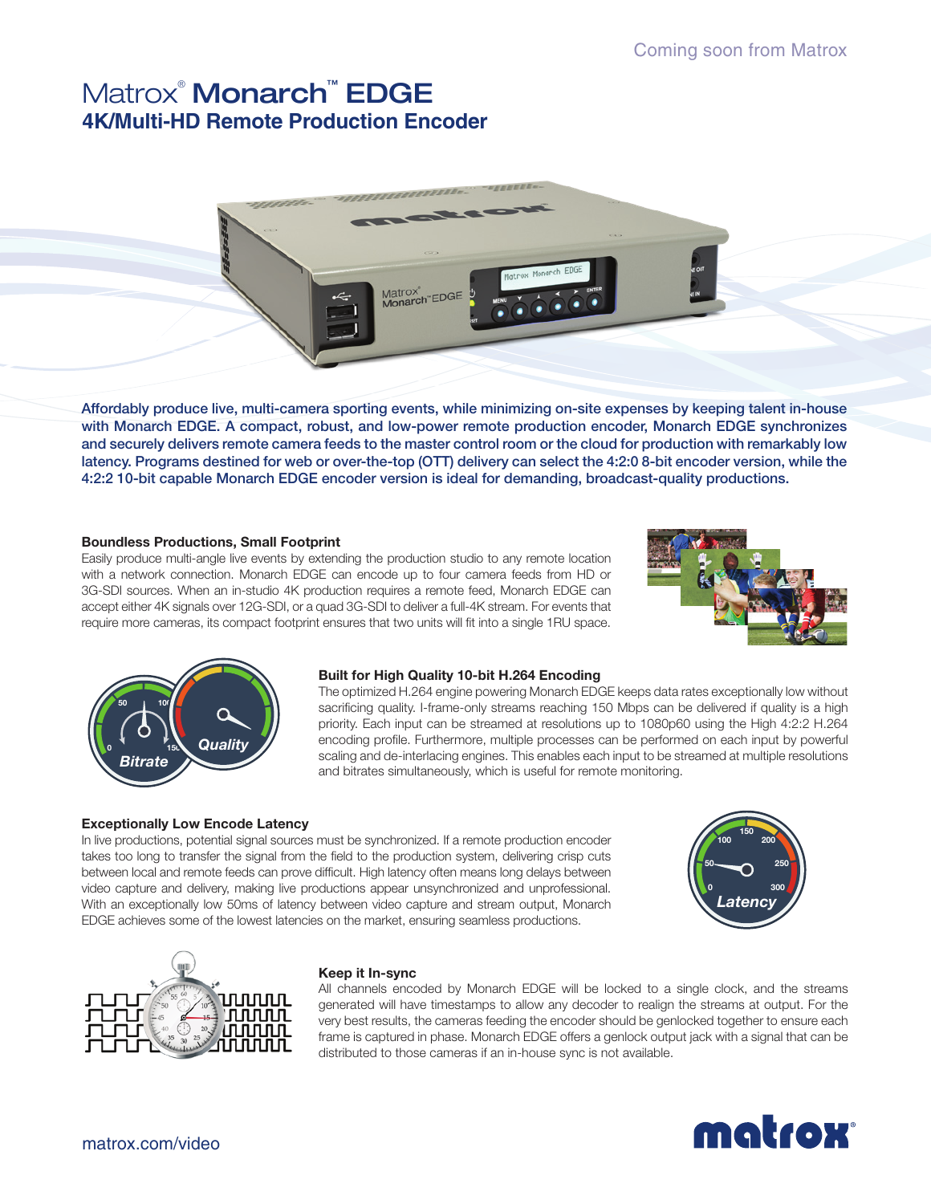Coming soon from Matrox

# Matrox® Monarch™ EDGE

## 4K/Multi-HD Remote Production Encoder

**Affordably produce live, multi-camera sporting events, while minimizing on-site expenses by keeping talent in-house with Monarch EDGE. A compact, robust, and low-power remote production encoder, Monarch EDGE synchronizes and securely delivers remote camera feeds to the master control room or the cloud for production with remarkably low latency. Programs destined for web or over-the-top (OTT) delivery can select the 4:2:0 8-bit encoder version, while the 4:2:2 10-bit capable Monarch EDGE encoder version is ideal for demanding, broadcast-quality productions.**

### Boundless Productions, Small Footprint

Easily produce multi-angle live events by extending the production studio to any remote location with a network connection. Monarch EDGE can encode up to four camera feeds from HD or 3G-SDI sources. When an in-studio 4K production requires a remote feed, Monarch EDGE can accept either 4K signals over 12G-SDI, or a quad 3G-SDI to deliver a full-4K stream. For events that require more cameras, its compact footprint ensures that two units will fit into a single 1RU space.

### Built for High Quality 10-bit H.264 Encoding

The optimized H.264 engine powering Monarch EDGE keeps data rates exceptionally low without sacrificing quality. I-frame-only streams reaching 150 Mbps can be delivered if quality is a high priority. Each input can be streamed at resolutions up to 1080p60 using the High 4:2:2 H.264 encoding profile. Furthermore, multiple processes can be performed on each input by powerful scaling and de-interlacing engines. This enables each input to be streamed at multiple resolutions and bitrates simultaneously, which is useful for remote monitoring.

### Exceptionally Low Encode Latency

In live productions, potential signal sources must be synchronized. If a remote production encoder takes too long to transfer the signal from the field to the production system, delivering crisp cuts between local and remote feeds can prove difficult. High latency often means long delays between video capture and delivery, making live productions appear unsynchronized and unprofessional. With an exceptionally low 50ms of latency between video capture and stream output, Monarch EDGE achieves some of the lowest latencies on the market, ensuring seamless productions.

### Keep it In-sync

All channels encoded by Monarch EDGE will be locked to a single clock, and the streams generated will have timestamps to allow any decoder to realign the streams at output. For the very best results, the cameras feeding the encoder should be genlocked together to ensure each frame is captured in phase. Monarch EDGE offers a genlock output jack with a signal that can be distributed to those cameras if an in-house sync is not available.

matrox.com/video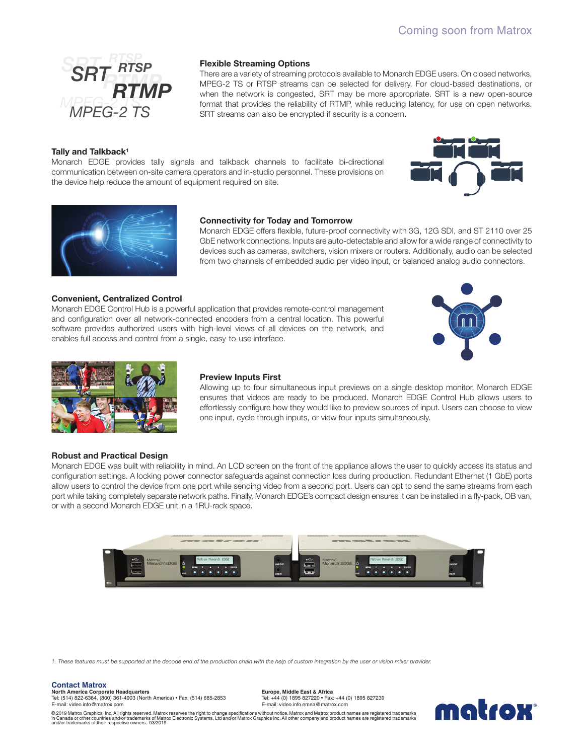Coming soon from Matrox

SRT RTSP RTMP MPEG-2 TS

### Flexible Streaming Options

There are a variety of streaming protocols available to Monarch EDGE users. On closed networks, MPEG-2 TS or RTSP streams can be selected for delivery. For cloud-based destinations, or when the network is congested, SRT may be more appropriate. SRT is a new open-source format that provides the reliability of RTMP, while reducing latency, for use on open networks. SRT streams can also be encrypted if security is a concern.

### Tally and Talkback[1]

Monarch EDGE provides tally signals and talkback channels to facilitate bi-directional communication between on-site camera operators and in-studio personnel. These provisions on the device help reduce the amount of equipment required on site.

### Connectivity for Today and Tomorrow

Monarch EDGE offers flexible, future-proof connectivity with 3G, 12G SDI, and ST 2110 over 25 GbE network connections. Inputs are auto-detectable and allow for a wide range of connectivity to devices such as cameras, switchers, vision mixers or routers. Additionally, audio can be selected from two channels of embedded audio per video input, or balanced analog audio connectors.

### Convenient, Centralized Control

Monarch EDGE Control Hub is a powerful application that provides remote-control management and configuration over all network-connected encoders from a central location. This powerful software provides authorized users with high-level views of all devices on the network, and enables full access and control from a single, easy-to-use interface.

### Preview Inputs First

Allowing up to four simultaneous input previews on a single desktop monitor, Monarch EDGE ensures that videos are ready to be produced. Monarch EDGE Control Hub allows users to effortlessly configure how they would like to preview sources of input. Users can choose to view one input, cycle through inputs, or view four inputs simultaneously.

### Robust and Practical Design

Monarch EDGE was built with reliability in mind. An LCD screen on the front of the appliance allows the user to quickly access its status and configuration settings. A locking power connector safeguards against connection loss during production. Redundant Ethernet (1 GbE) ports allow users to control the device from one port while sending video from a second port. Users can opt to send the same streams from each port while taking completely separate network paths. Finally, Monarch EDGE's compact design ensures it can be installed in a fly-pack, OB van, or with a second Monarch EDGE unit in a 1RU-rack space.

*1. These features must be supported at the decode end of the production chain with the help of custom integration by the user or vision mixer provider.*

### Contact Matrox

**North America Corporate Headquarters**
Tel: (514) 822-6364, (800) 361-4903 (North America) • Fax: (514) 685-2853
E-mail: video.info@matrox.com

**Europe, Middle East & Africa**
Tel: +44 (0) 1895 827220 • Fax: +44 (0) 1895 827239
E-mail: video.info.emea@matrox.com

© 2019 Matrox Graphics, Inc. All rights reserved. Matrox reserves the right to change specifications without notice. Matrox and Matrox product names are registered trademarks in Canada or other countries and/or trademarks of Matrox Electronic Systems, Ltd and/or Matrox Graphics Inc. All other company and product names are registered trademarks and/or trademarks of their respective owners. 03/2019

matrox®